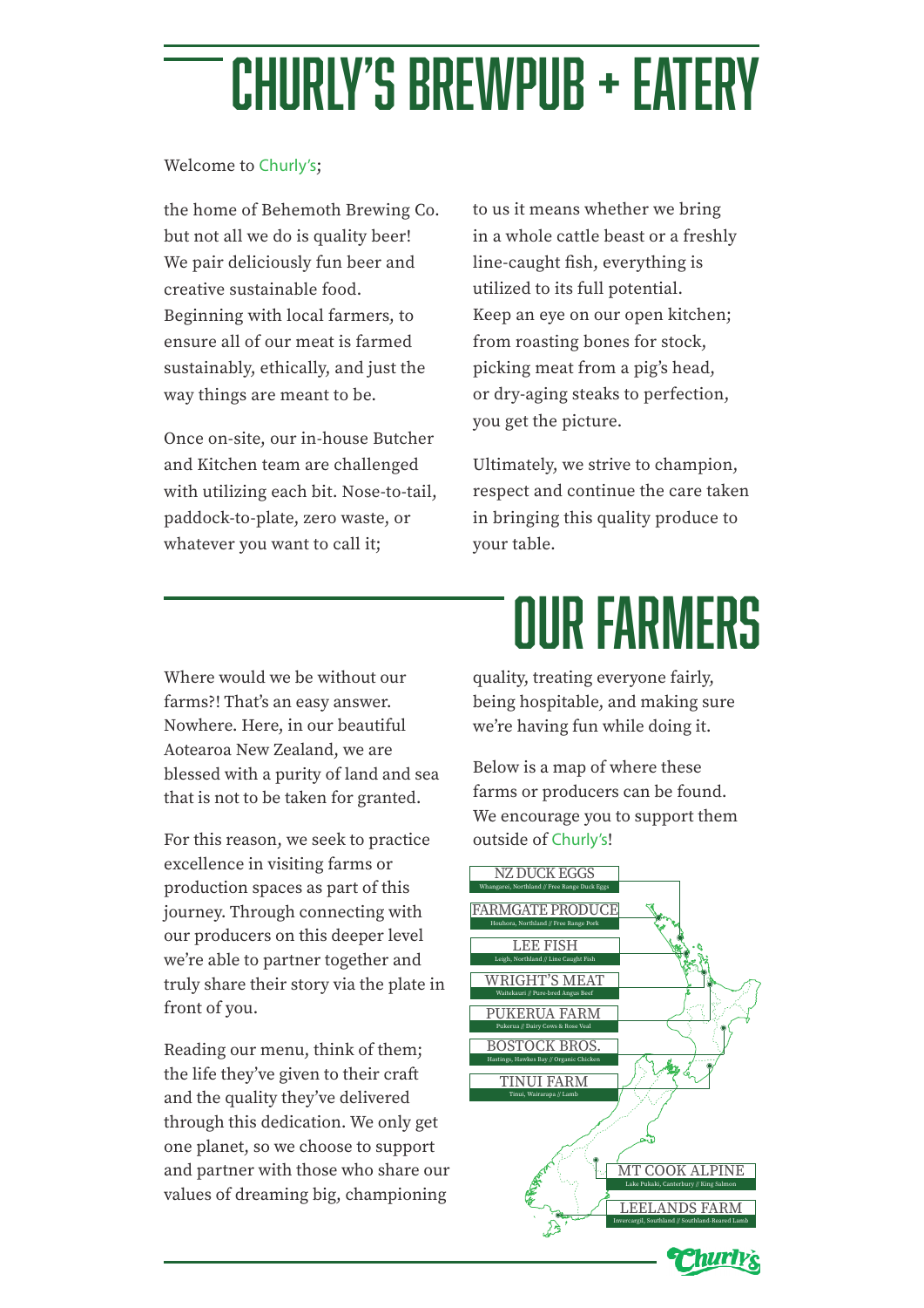# CHURLY'S BREWPUB + EATERY

Welcome to Churly's;

the home of Behemoth Brewing Co. but not all we do is quality beer! We pair deliciously fun beer and creative sustainable food. Beginning with local farmers, to ensure all of our meat is farmed sustainably, ethically, and just the way things are meant to be.

Once on-site, our in-house Butcher and Kitchen team are challenged with utilizing each bit. Nose-to-tail, paddock-to-plate, zero waste, or whatever you want to call it;

to us it means whether we bring in a whole cattle beast or a freshly line-caught fish, everything is utilized to its full potential. Keep an eye on our open kitchen; from roasting bones for stock, picking meat from a pig's head, or dry-aging steaks to perfection, you get the picture.

Ultimately, we strive to champion, respect and continue the care taken in bringing this quality produce to your table.

## OUR FARMERS

Where would we be without our farms?! That's an easy answer. Nowhere. Here, in our beautiful Aotearoa New Zealand, we are blessed with a purity of land and sea that is not to be taken for granted.

For this reason, we seek to practice excellence in visiting farms or production spaces as part of this journey. Through connecting with our producers on this deeper level we're able to partner together and truly share their story via the plate in front of you.

Reading our menu, think of them; the life they've given to their craft and the quality they've delivered through this dedication. We only get one planet, so we choose to support and partner with those who share our values of dreaming big, championing quality, treating everyone fairly, being hospitable, and making sure we're having fun while doing it.

Below is a map of where these farms or producers can be found. We encourage you to support them outside of Churly's!

- **NZ DUCK EGGS** — Whangarei, Northland // Free Range Duck Eggs
- **FARMGATE PRODUCE** — Houhora, Northland // Free Range Pork
- **LEE FISH** — Leigh, Northland // Line Caught Fish
- **WRIGHT'S MEAT** — Waitekauri // Pure-bred Angus Beef
- **PUKERUA FARM** — Pukerua // Dairy Cows & Rose Veal
- **BOSTOCK BROS.** — Hastings, Hawkes Bay // Organic Chicken
- **TINUI FARM** — Tinui, Wairarapa // Lamb
- **MT COOK ALPINE** — Lake Pukaki, Canterbury // King Salmon
- **LEELANDS FARM** — Invercargill, Southland // Southland-Reared Lamb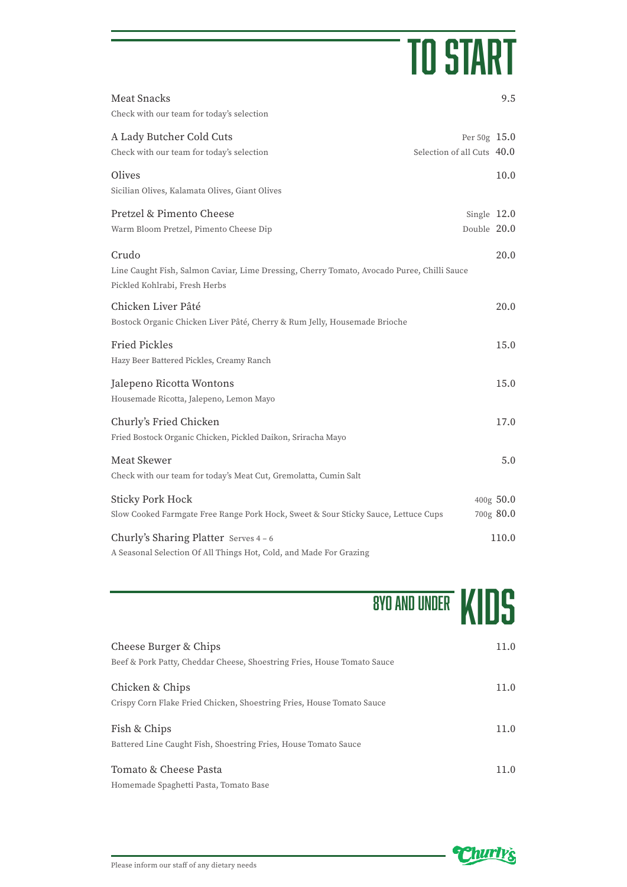# TO START

**Meat Snacks** — 9.5
Check with our team for today's selection

**A Lady Butcher Cold Cuts** — Per 50g 15.0 / Selection of all Cuts 40.0
Check with our team for today's selection

**Olives** — 10.0
Sicilian Olives, Kalamata Olives, Giant Olives

**Pretzel & Pimento Cheese** — Single 12.0 / Double 20.0
Warm Bloom Pretzel, Pimento Cheese Dip

**Crudo** — 20.0
Line Caught Fish, Salmon Caviar, Lime Dressing, Cherry Tomato, Avocado Puree, Chilli Sauce
Pickled Kohlrabi, Fresh Herbs

**Chicken Liver Pâté** — 20.0
Bostock Organic Chicken Liver Pâté, Cherry & Rum Jelly, Housemade Brioche

**Fried Pickles** — 15.0
Hazy Beer Battered Pickles, Creamy Ranch

**Jalepeno Ricotta Wontons** — 15.0
Housemade Ricotta, Jalepeno, Lemon Mayo

**Churly's Fried Chicken** — 17.0
Fried Bostock Organic Chicken, Pickled Daikon, Sriracha Mayo

**Meat Skewer** — 5.0
Check with our team for today's Meat Cut, Gremolatta, Cumin Salt

**Sticky Pork Hock** — 400g 50.0 / 700g 80.0
Slow Cooked Farmgate Free Range Pork Hock, Sweet & Sour Sticky Sauce, Lettuce Cups

**Churly's Sharing Platter** Serves 4 – 6 — 110.0
A Seasonal Selection Of All Things Hot, Cold, and Made For Grazing

# 8YO AND UNDER KIDS

**Cheese Burger & Chips** — 11.0
Beef & Pork Patty, Cheddar Cheese, Shoestring Fries, House Tomato Sauce

**Chicken & Chips** — 11.0
Crispy Corn Flake Fried Chicken, Shoestring Fries, House Tomato Sauce

**Fish & Chips** — 11.0
Battered Line Caught Fish, Shoestring Fries, House Tomato Sauce

**Tomato & Cheese Pasta** — 11.0
Homemade Spaghetti Pasta, Tomato Base

Please inform our staff of any dietary needs

Churly's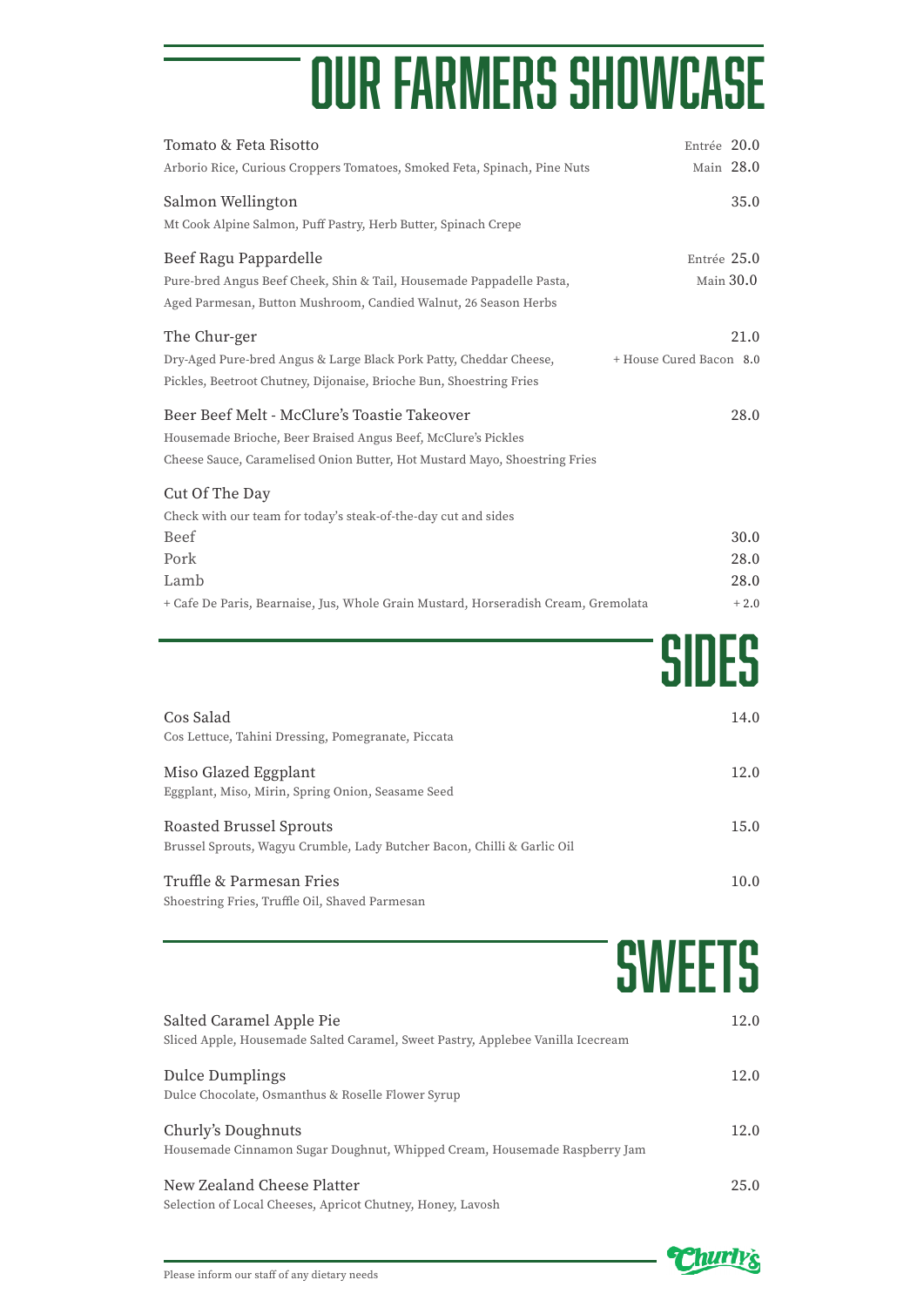# OUR FARMERS SHOWCASE

**Tomato & Feta Risotto** — Entrée 20.0 / Main 28.0
Arborio Rice, Curious Croppers Tomatoes, Smoked Feta, Spinach, Pine Nuts

**Salmon Wellington** — 35.0
Mt Cook Alpine Salmon, Puff Pastry, Herb Butter, Spinach Crepe

**Beef Ragu Pappardelle** — Entrée 25.0 / Main 30.0
Pure-bred Angus Beef Cheek, Shin & Tail, Housemade Pappadelle Pasta, Aged Parmesan, Button Mushroom, Candied Walnut, 26 Season Herbs

**The Chur-ger** — 21.0
Dry-Aged Pure-bred Angus & Large Black Pork Patty, Cheddar Cheese, Pickles, Beetroot Chutney, Dijonaise, Brioche Bun, Shoestring Fries
+ House Cured Bacon 8.0

**Beer Beef Melt - McClure's Toastie Takeover** — 28.0
Housemade Brioche, Beer Braised Angus Beef, McClure's Pickles Cheese Sauce, Caramelised Onion Butter, Hot Mustard Mayo, Shoestring Fries

**Cut Of The Day**
Check with our team for today's steak-of-the-day cut and sides

| | |
|---|---|
| Beef | 30.0 |
| Pork | 28.0 |
| Lamb | 28.0 |
| + Cafe De Paris, Bearnaise, Jus, Whole Grain Mustard, Horseradish Cream, Gremolata | + 2.0 |

# SIDES

**Cos Salad** — 14.0
Cos Lettuce, Tahini Dressing, Pomegranate, Piccata

**Miso Glazed Eggplant** — 12.0
Eggplant, Miso, Mirin, Spring Onion, Seasame Seed

**Roasted Brussel Sprouts** — 15.0
Brussel Sprouts, Wagyu Crumble, Lady Butcher Bacon, Chilli & Garlic Oil

**Truffle & Parmesan Fries** — 10.0
Shoestring Fries, Truffle Oil, Shaved Parmesan

# SWEETS

**Salted Caramel Apple Pie** — 12.0
Sliced Apple, Housemade Salted Caramel, Sweet Pastry, Applebee Vanilla Icecream

**Dulce Dumplings** — 12.0
Dulce Chocolate, Osmanthus & Roselle Flower Syrup

**Churly's Doughnuts** — 12.0
Housemade Cinnamon Sugar Doughnut, Whipped Cream, Housemade Raspberry Jam

**New Zealand Cheese Platter** — 25.0
Selection of Local Cheeses, Apricot Chutney, Honey, Lavosh

Please inform our staff of any dietary needs

Churly's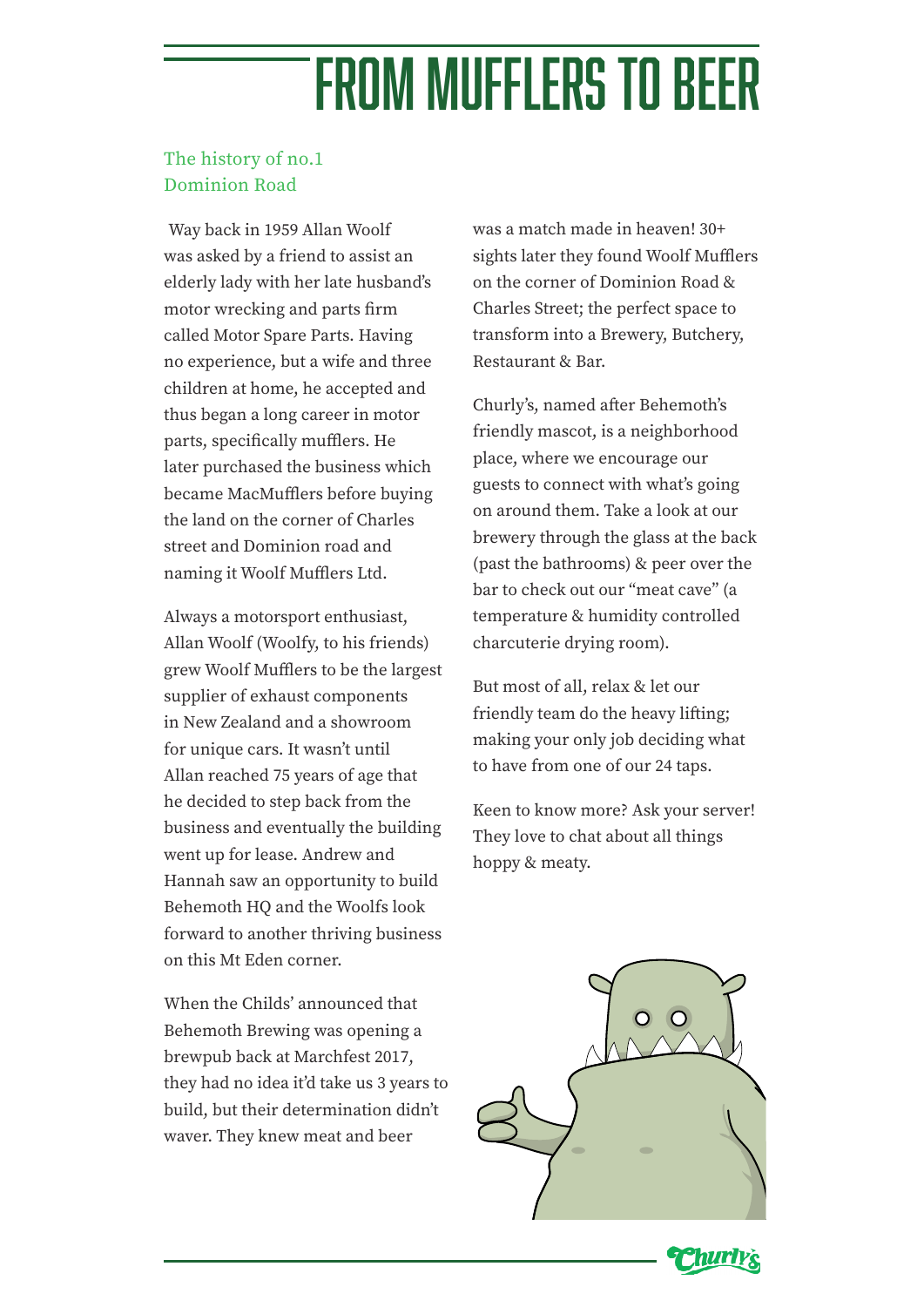# FROM MUFFLERS TO BEER

## The history of no.1 Dominion Road

Way back in 1959 Allan Woolf was asked by a friend to assist an elderly lady with her late husband's motor wrecking and parts firm called Motor Spare Parts. Having no experience, but a wife and three children at home, he accepted and thus began a long career in motor parts, specifically mufflers. He later purchased the business which became MacMufflers before buying the land on the corner of Charles street and Dominion road and naming it Woolf Mufflers Ltd.

Always a motorsport enthusiast, Allan Woolf (Woolfy, to his friends) grew Woolf Mufflers to be the largest supplier of exhaust components in New Zealand and a showroom for unique cars. It wasn't until Allan reached 75 years of age that he decided to step back from the business and eventually the building went up for lease. Andrew and Hannah saw an opportunity to build Behemoth HQ and the Woolfs look forward to another thriving business on this Mt Eden corner.

When the Childs' announced that Behemoth Brewing was opening a brewpub back at Marchfest 2017, they had no idea it'd take us 3 years to build, but their determination didn't waver. They knew meat and beer was a match made in heaven! 30+ sights later they found Woolf Mufflers on the corner of Dominion Road & Charles Street; the perfect space to transform into a Brewery, Butchery, Restaurant & Bar.

Churly's, named after Behemoth's friendly mascot, is a neighborhood place, where we encourage our guests to connect with what's going on around them. Take a look at our brewery through the glass at the back (past the bathrooms) & peer over the bar to check out our "meat cave" (a temperature & humidity controlled charcuterie drying room).

But most of all, relax & let our friendly team do the heavy lifting; making your only job deciding what to have from one of our 24 taps.

Keen to know more? Ask your server! They love to chat about all things hoppy & meaty.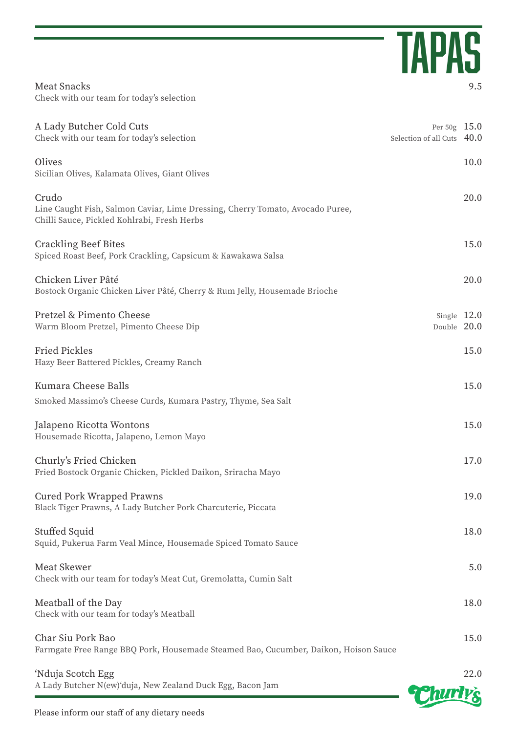# TAPAS

**Meat Snacks** — 9.5
Check with our team for today's selection

**A Lady Butcher Cold Cuts** — Per 50g 15.0 / Selection of all Cuts 40.0
Check with our team for today's selection

**Olives** — 10.0
Sicilian Olives, Kalamata Olives, Giant Olives

**Crudo** — 20.0
Line Caught Fish, Salmon Caviar, Lime Dressing, Cherry Tomato, Avocado Puree, Chilli Sauce, Pickled Kohlrabi, Fresh Herbs

**Crackling Beef Bites** — 15.0
Spiced Roast Beef, Pork Crackling, Capsicum & Kawakawa Salsa

**Chicken Liver Pâté** — 20.0
Bostock Organic Chicken Liver Pâté, Cherry & Rum Jelly, Housemade Brioche

**Pretzel & Pimento Cheese** — Single 12.0 / Double 20.0
Warm Bloom Pretzel, Pimento Cheese Dip

**Fried Pickles** — 15.0
Hazy Beer Battered Pickles, Creamy Ranch

**Kumara Cheese Balls** — 15.0
Smoked Massimo's Cheese Curds, Kumara Pastry, Thyme, Sea Salt

**Jalapeno Ricotta Wontons** — 15.0
Housemade Ricotta, Jalapeno, Lemon Mayo

**Churly's Fried Chicken** — 17.0
Fried Bostock Organic Chicken, Pickled Daikon, Sriracha Mayo

**Cured Pork Wrapped Prawns** — 19.0
Black Tiger Prawns, A Lady Butcher Pork Charcuterie, Piccata

**Stuffed Squid** — 18.0
Squid, Pukerua Farm Veal Mince, Housemade Spiced Tomato Sauce

**Meat Skewer** — 5.0
Check with our team for today's Meat Cut, Gremolatta, Cumin Salt

**Meatball of the Day** — 18.0
Check with our team for today's Meatball

**Char Siu Pork Bao** — 15.0
Farmgate Free Range BBQ Pork, Housemade Steamed Bao, Cucumber, Daikon, Hoison Sauce

**'Nduja Scotch Egg** — 22.0
A Lady Butcher N(ew)'duja, New Zealand Duck Egg, Bacon Jam

Churly's

Please inform our staff of any dietary needs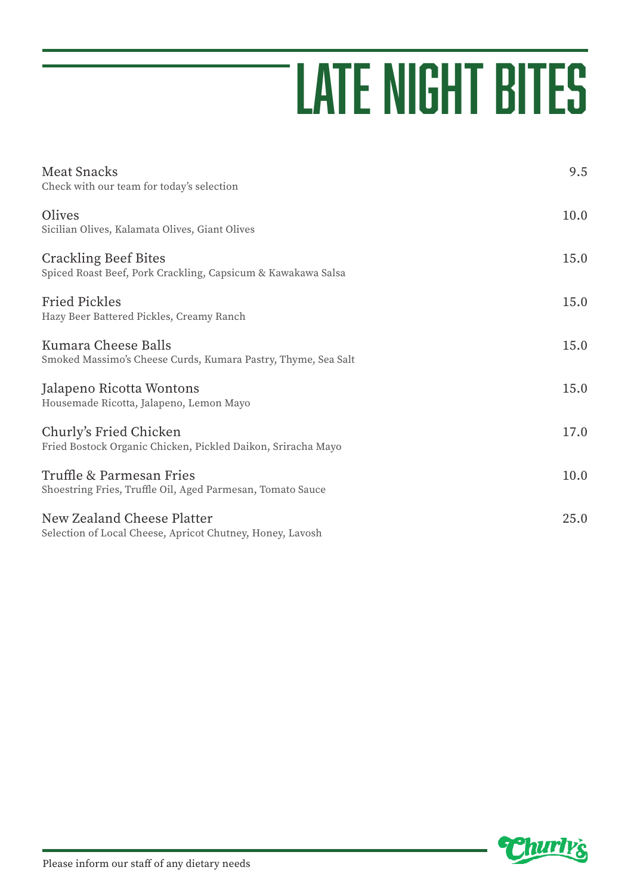# LATE NIGHT BITES

| | |
|---|---|
| Meat Snacks<br>Check with our team for today's selection | 9.5 |
| Olives<br>Sicilian Olives, Kalamata Olives, Giant Olives | 10.0 |
| Crackling Beef Bites<br>Spiced Roast Beef, Pork Crackling, Capsicum & Kawakawa Salsa | 15.0 |
| Fried Pickles<br>Hazy Beer Battered Pickles, Creamy Ranch | 15.0 |
| Kumara Cheese Balls<br>Smoked Massimo's Cheese Curds, Kumara Pastry, Thyme, Sea Salt | 15.0 |
| Jalapeno Ricotta Wontons<br>Housemade Ricotta, Jalapeno, Lemon Mayo | 15.0 |
| Churly's Fried Chicken<br>Fried Bostock Organic Chicken, Pickled Daikon, Sriracha Mayo | 17.0 |
| Truffle & Parmesan Fries<br>Shoestring Fries, Truffle Oil, Aged Parmesan, Tomato Sauce | 10.0 |
| New Zealand Cheese Platter<br>Selection of Local Cheese, Apricot Chutney, Honey, Lavosh | 25.0 |

Please inform our staff of any dietary needs

Churly's